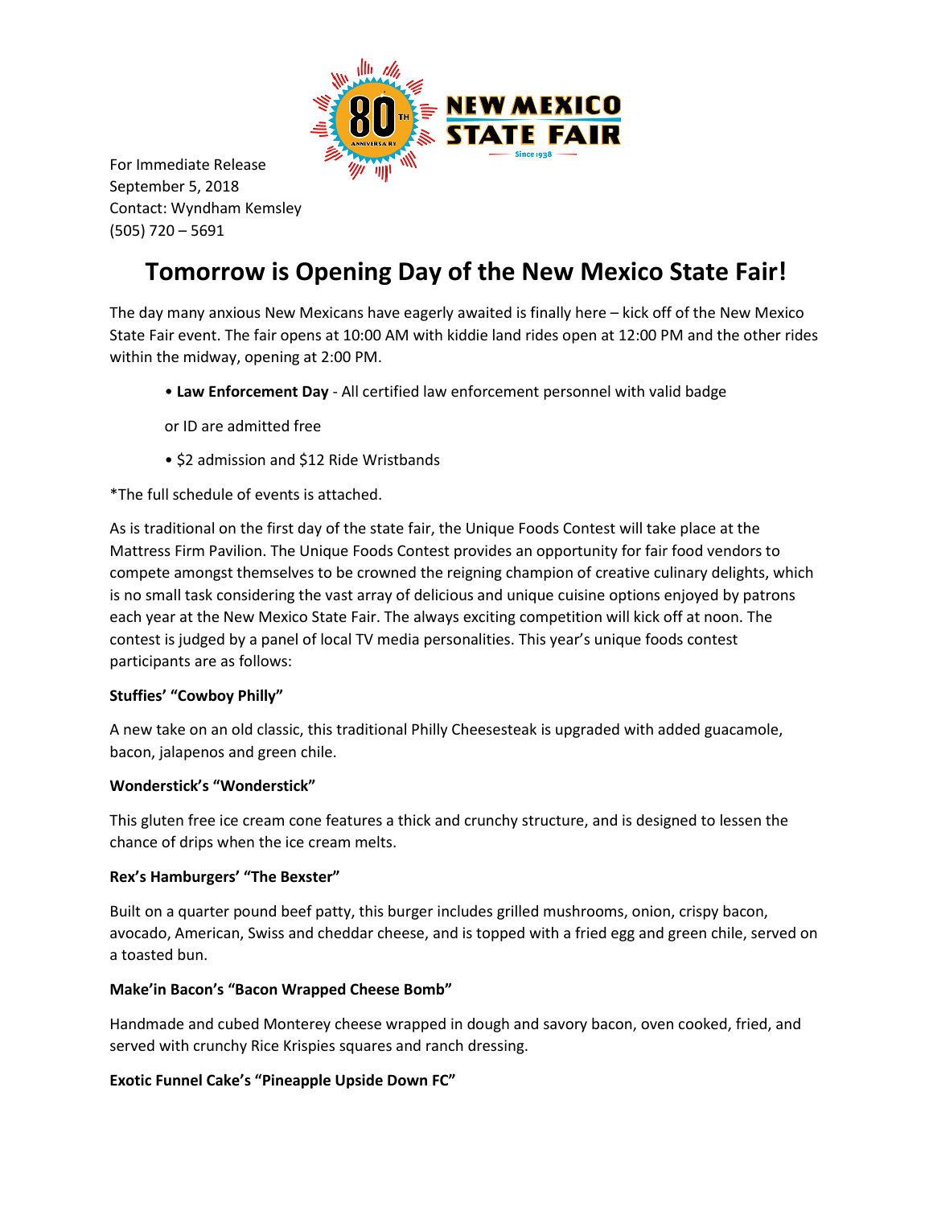For Immediate Release
September 5, 2018
Contact: Wyndham Kemsley
(505) 720 – 5691

# Tomorrow is Opening Day of the New Mexico State Fair!

The day many anxious New Mexicans have eagerly awaited is finally here – kick off of the New Mexico State Fair event. The fair opens at 10:00 AM with kiddie land rides open at 12:00 PM and the other rides within the midway, opening at 2:00 PM.

- **Law Enforcement Day** - All certified law enforcement personnel with valid badge or ID are admitted free
- $2 admission and $12 Ride Wristbands

*The full schedule of events is attached.

As is traditional on the first day of the state fair, the Unique Foods Contest will take place at the Mattress Firm Pavilion. The Unique Foods Contest provides an opportunity for fair food vendors to compete amongst themselves to be crowned the reigning champion of creative culinary delights, which is no small task considering the vast array of delicious and unique cuisine options enjoyed by patrons each year at the New Mexico State Fair. The always exciting competition will kick off at noon. The contest is judged by a panel of local TV media personalities. This year's unique foods contest participants are as follows:

**Stuffies' "Cowboy Philly"**

A new take on an old classic, this traditional Philly Cheesesteak is upgraded with added guacamole, bacon, jalapenos and green chile.

**Wonderstick's "Wonderstick"**

This gluten free ice cream cone features a thick and crunchy structure, and is designed to lessen the chance of drips when the ice cream melts.

**Rex's Hamburgers' "The Bexster"**

Built on a quarter pound beef patty, this burger includes grilled mushrooms, onion, crispy bacon, avocado, American, Swiss and cheddar cheese, and is topped with a fried egg and green chile, served on a toasted bun.

**Make'in Bacon's "Bacon Wrapped Cheese Bomb"**

Handmade and cubed Monterey cheese wrapped in dough and savory bacon, oven cooked, fried, and served with crunchy Rice Krispies squares and ranch dressing.

**Exotic Funnel Cake's "Pineapple Upside Down FC"**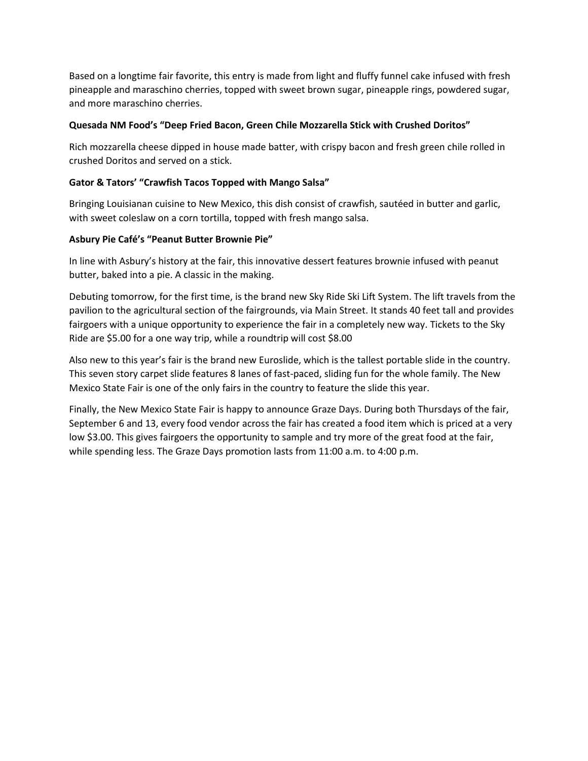Based on a longtime fair favorite, this entry is made from light and fluffy funnel cake infused with fresh pineapple and maraschino cherries, topped with sweet brown sugar, pineapple rings, powdered sugar, and more maraschino cherries.

**Quesada NM Food's "Deep Fried Bacon, Green Chile Mozzarella Stick with Crushed Doritos"**

Rich mozzarella cheese dipped in house made batter, with crispy bacon and fresh green chile rolled in crushed Doritos and served on a stick.

**Gator & Tators' "Crawfish Tacos Topped with Mango Salsa"**

Bringing Louisianan cuisine to New Mexico, this dish consist of crawfish, sautéed in butter and garlic, with sweet coleslaw on a corn tortilla, topped with fresh mango salsa.

**Asbury Pie Café's "Peanut Butter Brownie Pie"**

In line with Asbury's history at the fair, this innovative dessert features brownie infused with peanut butter, baked into a pie. A classic in the making.

Debuting tomorrow, for the first time, is the brand new Sky Ride Ski Lift System. The lift travels from the pavilion to the agricultural section of the fairgrounds, via Main Street. It stands 40 feet tall and provides fairgoers with a unique opportunity to experience the fair in a completely new way. Tickets to the Sky Ride are $5.00 for a one way trip, while a roundtrip will cost $8.00

Also new to this year's fair is the brand new Euroslide, which is the tallest portable slide in the country. This seven story carpet slide features 8 lanes of fast-paced, sliding fun for the whole family. The New Mexico State Fair is one of the only fairs in the country to feature the slide this year.

Finally, the New Mexico State Fair is happy to announce Graze Days. During both Thursdays of the fair, September 6 and 13, every food vendor across the fair has created a food item which is priced at a very low $3.00. This gives fairgoers the opportunity to sample and try more of the great food at the fair, while spending less. The Graze Days promotion lasts from 11:00 a.m. to 4:00 p.m.